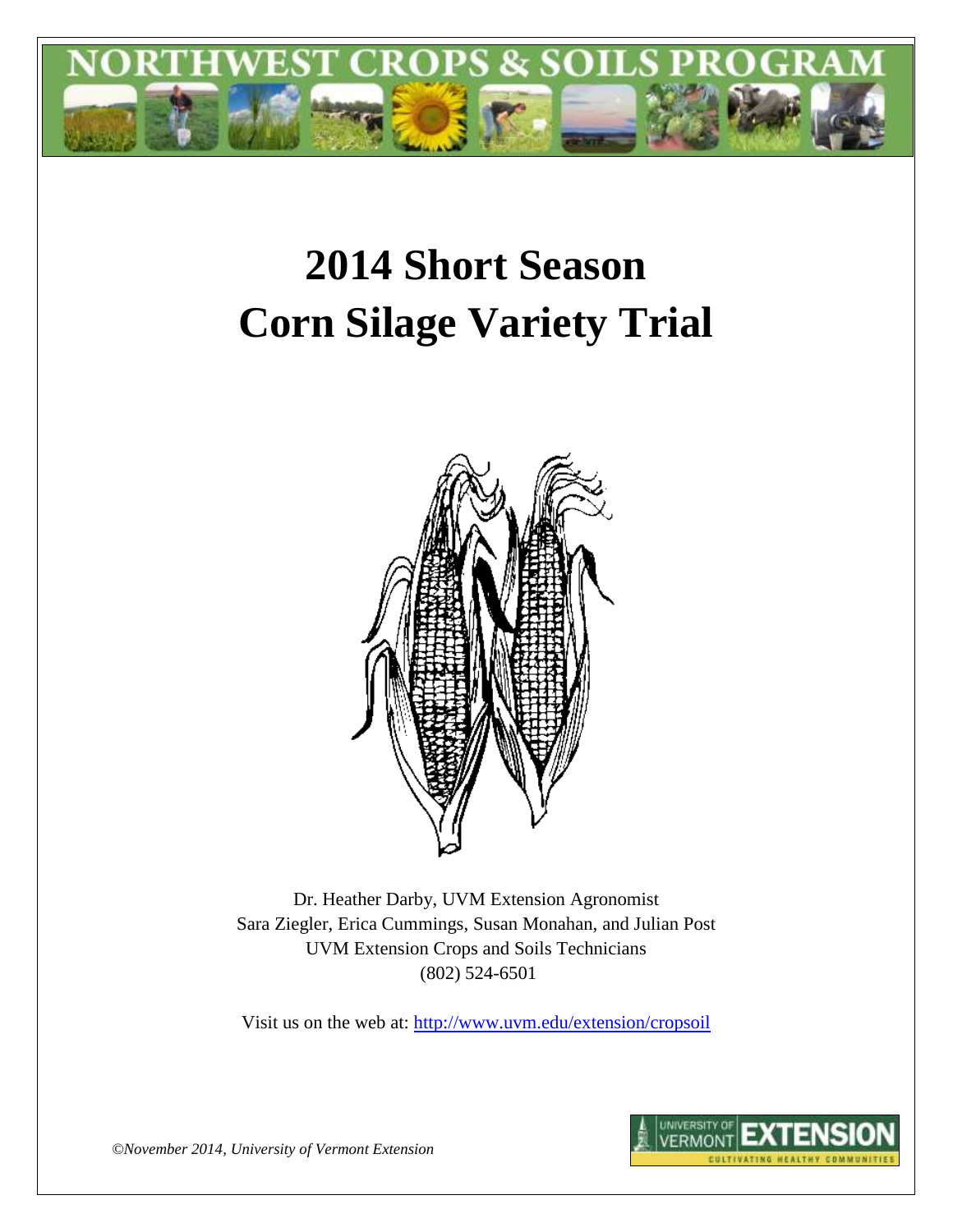NORTHWEST CROPS & SOILS PROGRAM

# 2014 Short Season Corn Silage Variety Trial

Dr. Heather Darby, UVM Extension Agronomist
Sara Ziegler, Erica Cummings, Susan Monahan, and Julian Post
UVM Extension Crops and Soils Technicians
(802) 524-6501

Visit us on the web at: http://www.uvm.edu/extension/cropsoil

*©November 2014, University of Vermont Extension*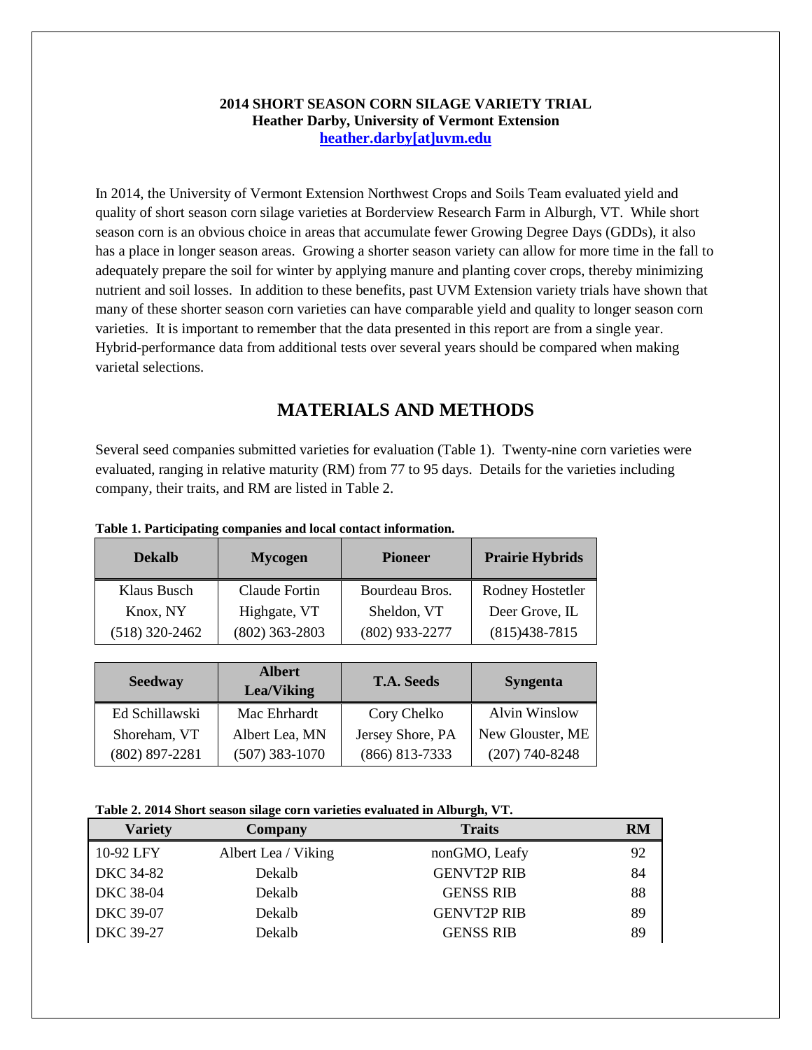**2014 SHORT SEASON CORN SILAGE VARIETY TRIAL**
**Heather Darby, University of Vermont Extension**
**heather.darby[at]uvm.edu**

In 2014, the University of Vermont Extension Northwest Crops and Soils Team evaluated yield and quality of short season corn silage varieties at Borderview Research Farm in Alburgh, VT. While short season corn is an obvious choice in areas that accumulate fewer Growing Degree Days (GDDs), it also has a place in longer season areas. Growing a shorter season variety can allow for more time in the fall to adequately prepare the soil for winter by applying manure and planting cover crops, thereby minimizing nutrient and soil losses. In addition to these benefits, past UVM Extension variety trials have shown that many of these shorter season corn varieties can have comparable yield and quality to longer season corn varieties. It is important to remember that the data presented in this report are from a single year. Hybrid-performance data from additional tests over several years should be compared when making varietal selections.

## MATERIALS AND METHODS

Several seed companies submitted varieties for evaluation (Table 1). Twenty-nine corn varieties were evaluated, ranging in relative maturity (RM) from 77 to 95 days. Details for the varieties including company, their traits, and RM are listed in Table 2.

**Table 1. Participating companies and local contact information.**

| Dekalb | Mycogen | Pioneer | Prairie Hybrids |
|---|---|---|---|
| Klaus Busch | Claude Fortin | Bourdeau Bros. | Rodney Hostetler |
| Knox, NY | Highgate, VT | Sheldon, VT | Deer Grove, IL |
| (518) 320-2462 | (802) 363-2803 | (802) 933-2277 | (815)438-7815 |

| Seedway | Albert Lea/Viking | T.A. Seeds | Syngenta |
|---|---|---|---|
| Ed Schillawski | Mac Ehrhardt | Cory Chelko | Alvin Winslow |
| Shoreham, VT | Albert Lea, MN | Jersey Shore, PA | New Glouster, ME |
| (802) 897-2281 | (507) 383-1070 | (866) 813-7333 | (207) 740-8248 |

**Table 2. 2014 Short season silage corn varieties evaluated in Alburgh, VT.**

| Variety | Company | Traits | RM |
|---|---|---|---|
| 10-92 LFY | Albert Lea / Viking | nonGMO, Leafy | 92 |
| DKC 34-82 | Dekalb | GENVT2P RIB | 84 |
| DKC 38-04 | Dekalb | GENSS RIB | 88 |
| DKC 39-07 | Dekalb | GENVT2P RIB | 89 |
| DKC 39-27 | Dekalb | GENSS RIB | 89 |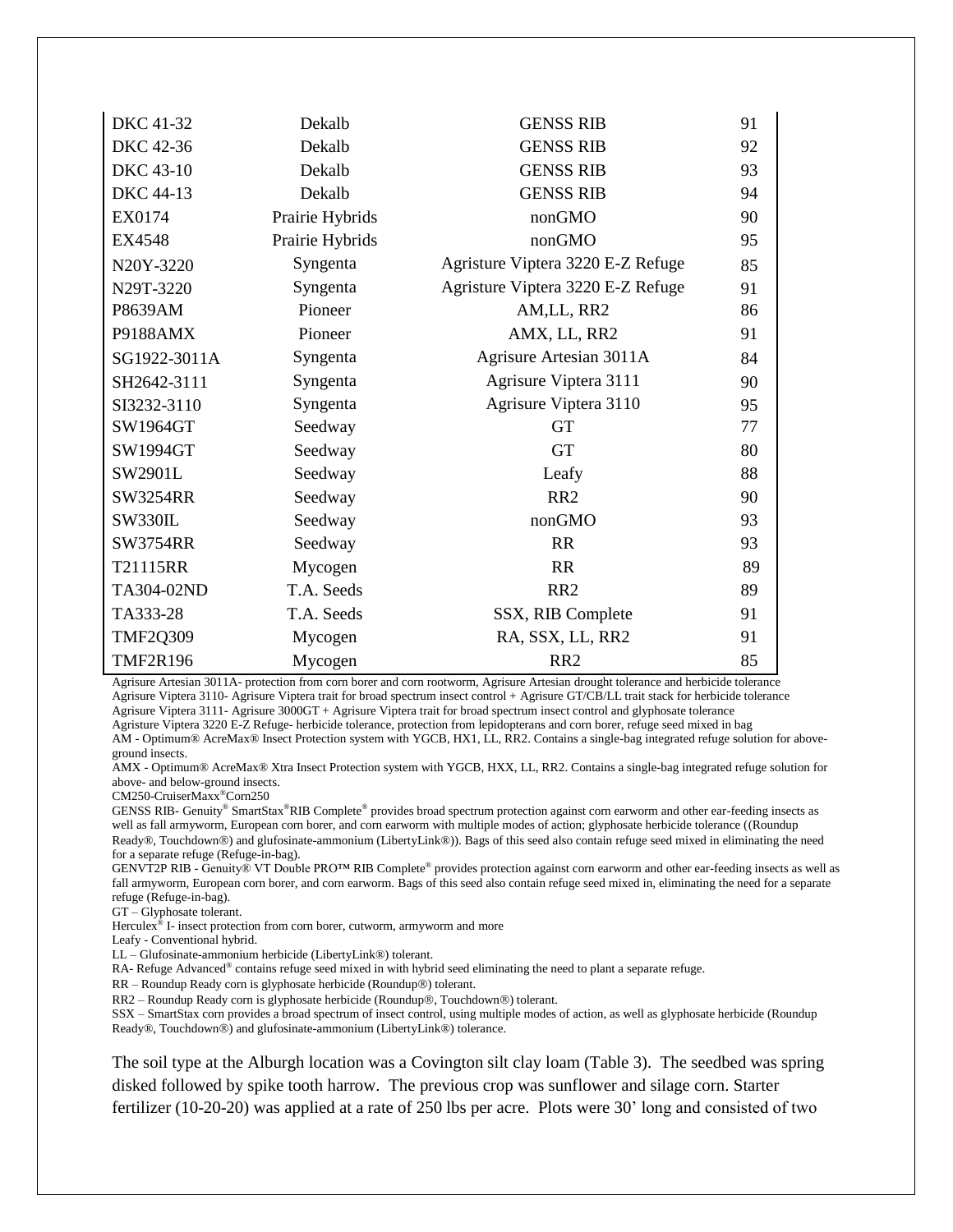| | | | |
|---|---|---|---|
| DKC 41-32 | Dekalb | GENSS RIB | 91 |
| DKC 42-36 | Dekalb | GENSS RIB | 92 |
| DKC 43-10 | Dekalb | GENSS RIB | 93 |
| DKC 44-13 | Dekalb | GENSS RIB | 94 |
| EX0174 | Prairie Hybrids | nonGMO | 90 |
| EX4548 | Prairie Hybrids | nonGMO | 95 |
| N20Y-3220 | Syngenta | Agristure Viptera 3220 E-Z Refuge | 85 |
| N29T-3220 | Syngenta | Agristure Viptera 3220 E-Z Refuge | 91 |
| P8639AM | Pioneer | AM,LL, RR2 | 86 |
| P9188AMX | Pioneer | AMX, LL, RR2 | 91 |
| SG1922-3011A | Syngenta | Agrisure Artesian 3011A | 84 |
| SH2642-3111 | Syngenta | Agrisure Viptera 3111 | 90 |
| SI3232-3110 | Syngenta | Agrisure Viptera 3110 | 95 |
| SW1964GT | Seedway | GT | 77 |
| SW1994GT | Seedway | GT | 80 |
| SW2901L | Seedway | Leafy | 88 |
| SW3254RR | Seedway | RR2 | 90 |
| SW330IL | Seedway | nonGMO | 93 |
| SW3754RR | Seedway | RR | 93 |
| T21115RR | Mycogen | RR | 89 |
| TA304-02ND | T.A. Seeds | RR2 | 89 |
| TA333-28 | T.A. Seeds | SSX, RIB Complete | 91 |
| TMF2Q309 | Mycogen | RA, SSX, LL, RR2 | 91 |
| TMF2R196 | Mycogen | RR2 | 85 |

Agrisure Artesian 3011A- protection from corn borer and corn rootworm, Agrisure Artesian drought tolerance and herbicide tolerance
Agrisure Viptera 3110- Agrisure Viptera trait for broad spectrum insect control + Agrisure GT/CB/LL trait stack for herbicide tolerance
Agrisure Viptera 3111- Agrisure 3000GT + Agrisure Viptera trait for broad spectrum insect control and glyphosate tolerance
Agristure Viptera 3220 E-Z Refuge- herbicide tolerance, protection from lepidopterans and corn borer, refuge seed mixed in bag
AM - Optimum® AcreMax® Insect Protection system with YGCB, HX1, LL, RR2. Contains a single-bag integrated refuge solution for above-ground insects.
AMX - Optimum® AcreMax® Xtra Insect Protection system with YGCB, HXX, LL, RR2. Contains a single-bag integrated refuge solution for above- and below-ground insects.
CM250-CruiserMaxx®Corn250
GENSS RIB- Genuity® SmartStax®RIB Complete® provides broad spectrum protection against corn earworm and other ear-feeding insects as well as fall armyworm, European corn borer, and corn earworm with multiple modes of action; glyphosate herbicide tolerance ((Roundup Ready®, Touchdown®) and glufosinate-ammonium (LibertyLink®)). Bags of this seed also contain refuge seed mixed in eliminating the need for a separate refuge (Refuge-in-bag).
GENVT2P RIB - Genuity® VT Double PRO™ RIB Complete® provides protection against corn earworm and other ear-feeding insects as well as fall armyworm, European corn borer, and corn earworm. Bags of this seed also contain refuge seed mixed in, eliminating the need for a separate refuge (Refuge-in-bag).
GT – Glyphosate tolerant.
Herculex® I- insect protection from corn borer, cutworm, armyworm and more
Leafy - Conventional hybrid.
LL – Glufosinate-ammonium herbicide (LibertyLink®) tolerant.
RA- Refuge Advanced® contains refuge seed mixed in with hybrid seed eliminating the need to plant a separate refuge.
RR – Roundup Ready corn is glyphosate herbicide (Roundup®) tolerant.
RR2 – Roundup Ready corn is glyphosate herbicide (Roundup®, Touchdown®) tolerant.
SSX – SmartStax corn provides a broad spectrum of insect control, using multiple modes of action, as well as glyphosate herbicide (Roundup Ready®, Touchdown®) and glufosinate-ammonium (LibertyLink®) tolerance.

The soil type at the Alburgh location was a Covington silt clay loam (Table 3). The seedbed was spring disked followed by spike tooth harrow. The previous crop was sunflower and silage corn. Starter fertilizer (10-20-20) was applied at a rate of 250 lbs per acre. Plots were 30' long and consisted of two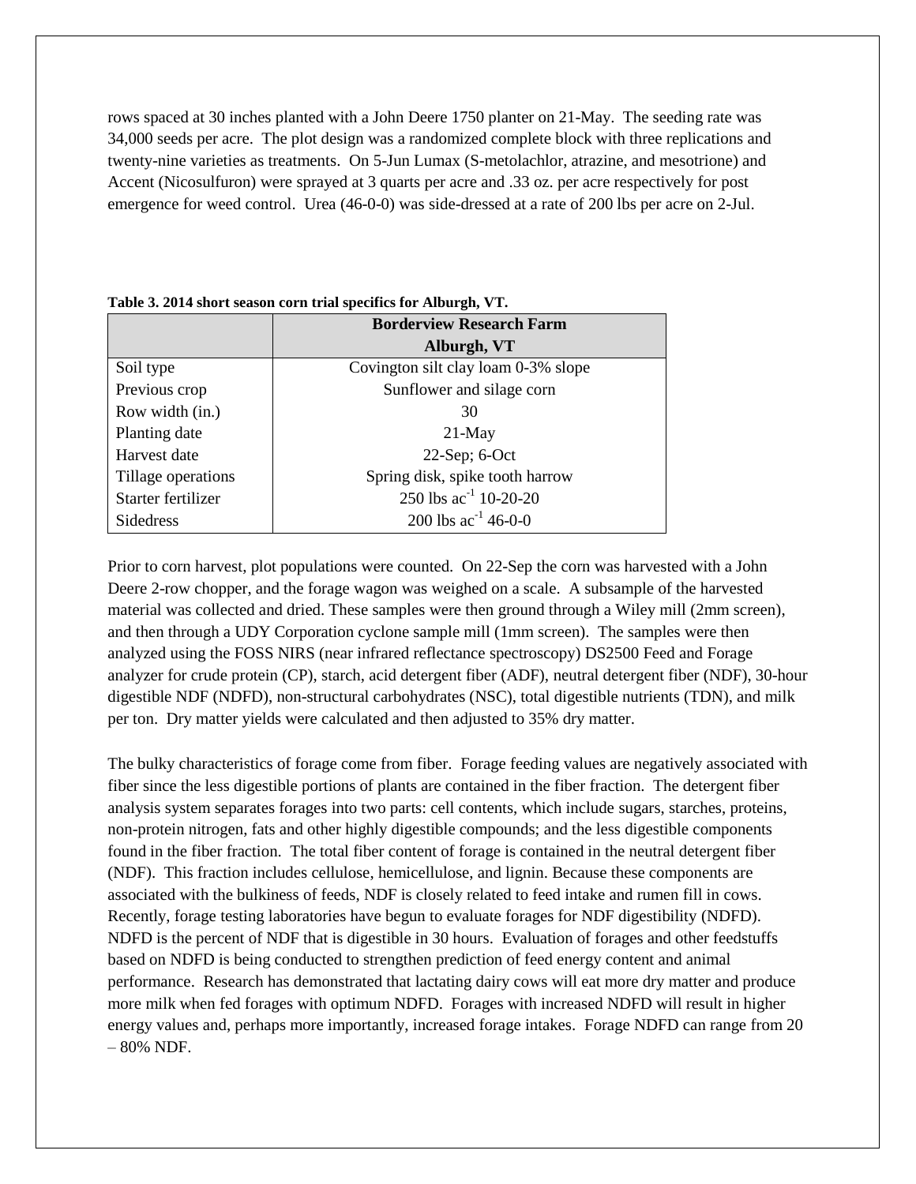rows spaced at 30 inches planted with a John Deere 1750 planter on 21-May. The seeding rate was 34,000 seeds per acre. The plot design was a randomized complete block with three replications and twenty-nine varieties as treatments. On 5-Jun Lumax (S-metolachlor, atrazine, and mesotrione) and Accent (Nicosulfuron) were sprayed at 3 quarts per acre and .33 oz. per acre respectively for post emergence for weed control. Urea (46-0-0) was side-dressed at a rate of 200 lbs per acre on 2-Jul.

**Table 3. 2014 short season corn trial specifics for Alburgh, VT.**

| | Borderview Research Farm Alburgh, VT |
|---|---|
| Soil type | Covington silt clay loam 0-3% slope |
| Previous crop | Sunflower and silage corn |
| Row width (in.) | 30 |
| Planting date | 21-May |
| Harvest date | 22-Sep; 6-Oct |
| Tillage operations | Spring disk, spike tooth harrow |
| Starter fertilizer | 250 lbs $ac^{-1}$ 10-20-20 |
| Sidedress | 200 lbs $ac^{-1}$ 46-0-0 |

Prior to corn harvest, plot populations were counted. On 22-Sep the corn was harvested with a John Deere 2-row chopper, and the forage wagon was weighed on a scale. A subsample of the harvested material was collected and dried. These samples were then ground through a Wiley mill (2mm screen), and then through a UDY Corporation cyclone sample mill (1mm screen). The samples were then analyzed using the FOSS NIRS (near infrared reflectance spectroscopy) DS2500 Feed and Forage analyzer for crude protein (CP), starch, acid detergent fiber (ADF), neutral detergent fiber (NDF), 30-hour digestible NDF (NDFD), non-structural carbohydrates (NSC), total digestible nutrients (TDN), and milk per ton. Dry matter yields were calculated and then adjusted to 35% dry matter.

The bulky characteristics of forage come from fiber. Forage feeding values are negatively associated with fiber since the less digestible portions of plants are contained in the fiber fraction. The detergent fiber analysis system separates forages into two parts: cell contents, which include sugars, starches, proteins, non-protein nitrogen, fats and other highly digestible compounds; and the less digestible components found in the fiber fraction. The total fiber content of forage is contained in the neutral detergent fiber (NDF). This fraction includes cellulose, hemicellulose, and lignin. Because these components are associated with the bulkiness of feeds, NDF is closely related to feed intake and rumen fill in cows. Recently, forage testing laboratories have begun to evaluate forages for NDF digestibility (NDFD). NDFD is the percent of NDF that is digestible in 30 hours. Evaluation of forages and other feedstuffs based on NDFD is being conducted to strengthen prediction of feed energy content and animal performance. Research has demonstrated that lactating dairy cows will eat more dry matter and produce more milk when fed forages with optimum NDFD. Forages with increased NDFD will result in higher energy values and, perhaps more importantly, increased forage intakes. Forage NDFD can range from 20 – 80% NDF.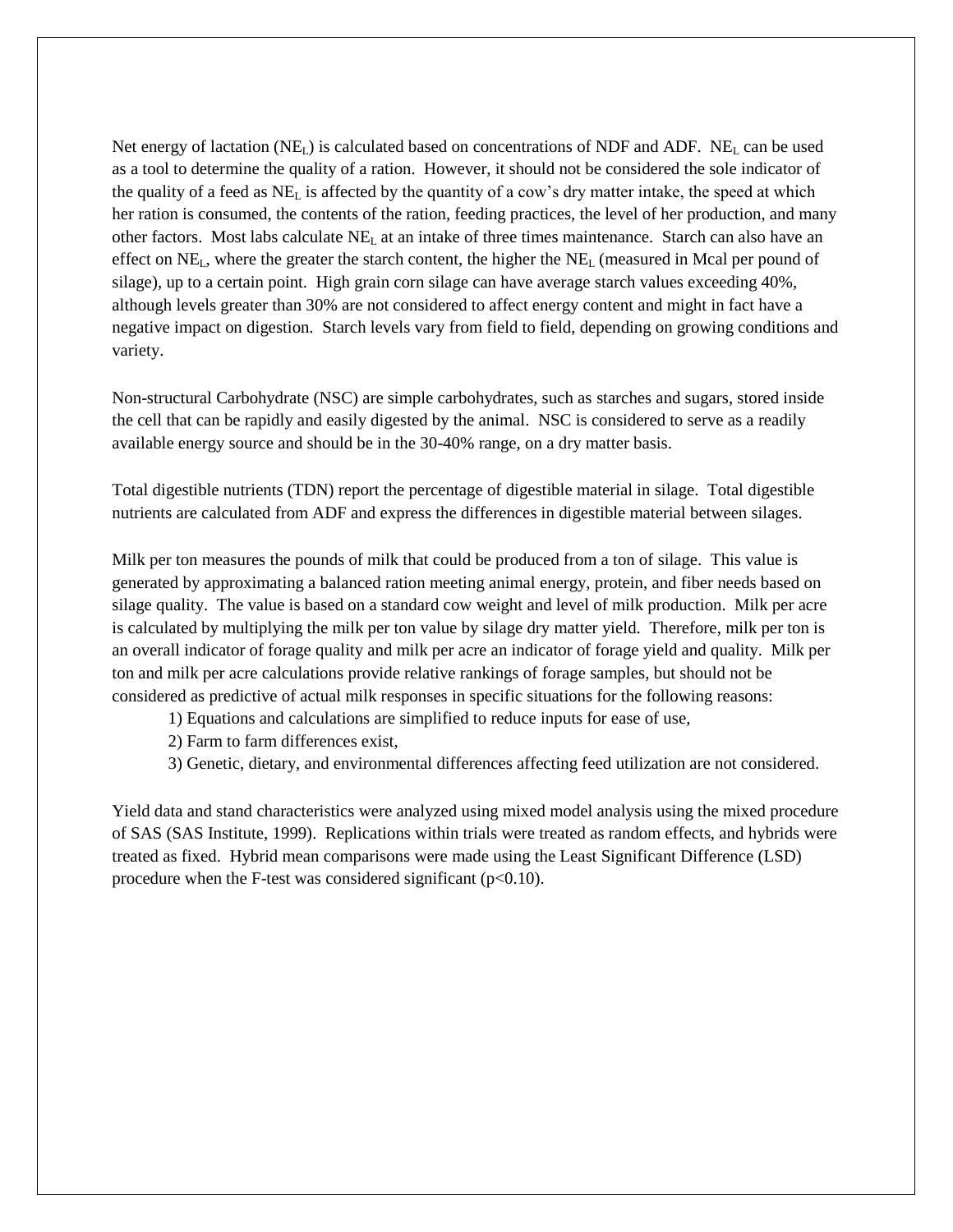Net energy of lactation ($NE_L$) is calculated based on concentrations of NDF and ADF. $NE_L$ can be used as a tool to determine the quality of a ration. However, it should not be considered the sole indicator of the quality of a feed as $NE_L$ is affected by the quantity of a cow's dry matter intake, the speed at which her ration is consumed, the contents of the ration, feeding practices, the level of her production, and many other factors. Most labs calculate $NE_L$ at an intake of three times maintenance. Starch can also have an effect on $NE_L$, where the greater the starch content, the higher the $NE_L$ (measured in Mcal per pound of silage), up to a certain point. High grain corn silage can have average starch values exceeding 40%, although levels greater than 30% are not considered to affect energy content and might in fact have a negative impact on digestion. Starch levels vary from field to field, depending on growing conditions and variety.

Non-structural Carbohydrate (NSC) are simple carbohydrates, such as starches and sugars, stored inside the cell that can be rapidly and easily digested by the animal. NSC is considered to serve as a readily available energy source and should be in the 30-40% range, on a dry matter basis.

Total digestible nutrients (TDN) report the percentage of digestible material in silage. Total digestible nutrients are calculated from ADF and express the differences in digestible material between silages.

Milk per ton measures the pounds of milk that could be produced from a ton of silage. This value is generated by approximating a balanced ration meeting animal energy, protein, and fiber needs based on silage quality. The value is based on a standard cow weight and level of milk production. Milk per acre is calculated by multiplying the milk per ton value by silage dry matter yield. Therefore, milk per ton is an overall indicator of forage quality and milk per acre an indicator of forage yield and quality. Milk per ton and milk per acre calculations provide relative rankings of forage samples, but should not be considered as predictive of actual milk responses in specific situations for the following reasons:

1) Equations and calculations are simplified to reduce inputs for ease of use,
2) Farm to farm differences exist,
3) Genetic, dietary, and environmental differences affecting feed utilization are not considered.

Yield data and stand characteristics were analyzed using mixed model analysis using the mixed procedure of SAS (SAS Institute, 1999). Replications within trials were treated as random effects, and hybrids were treated as fixed. Hybrid mean comparisons were made using the Least Significant Difference (LSD) procedure when the F-test was considered significant ($p<0.10$).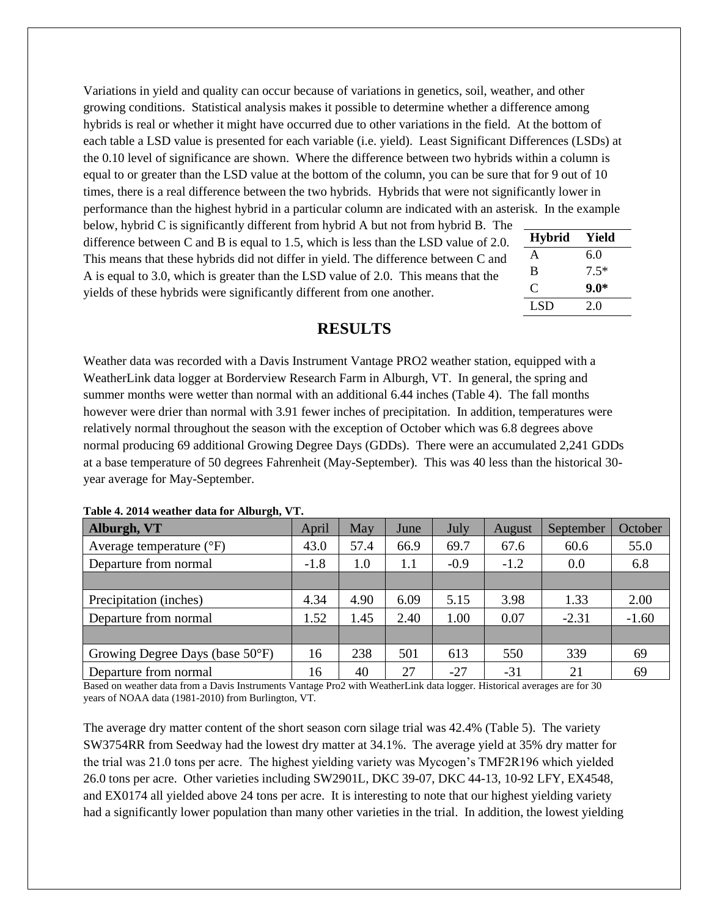Variations in yield and quality can occur because of variations in genetics, soil, weather, and other growing conditions. Statistical analysis makes it possible to determine whether a difference among hybrids is real or whether it might have occurred due to other variations in the field. At the bottom of each table a LSD value is presented for each variable (i.e. yield). Least Significant Differences (LSDs) at the 0.10 level of significance are shown. Where the difference between two hybrids within a column is equal to or greater than the LSD value at the bottom of the column, you can be sure that for 9 out of 10 times, there is a real difference between the two hybrids. Hybrids that were not significantly lower in performance than the highest hybrid in a particular column are indicated with an asterisk. In the example below, hybrid C is significantly different from hybrid A but not from hybrid B. The difference between C and B is equal to 1.5, which is less than the LSD value of 2.0. This means that these hybrids did not differ in yield. The difference between C and A is equal to 3.0, which is greater than the LSD value of 2.0. This means that the yields of these hybrids were significantly different from one another.

| Hybrid | Yield |
|---|---|
| A | 6.0 |
| B | 7.5* |
| C | **9.0*** |
| LSD | 2.0 |

## RESULTS

Weather data was recorded with a Davis Instrument Vantage PRO2 weather station, equipped with a WeatherLink data logger at Borderview Research Farm in Alburgh, VT. In general, the spring and summer months were wetter than normal with an additional 6.44 inches (Table 4). The fall months however were drier than normal with 3.91 fewer inches of precipitation. In addition, temperatures were relatively normal throughout the season with the exception of October which was 6.8 degrees above normal producing 69 additional Growing Degree Days (GDDs). There were an accumulated 2,241 GDDs at a base temperature of 50 degrees Fahrenheit (May-September). This was 40 less than the historical 30-year average for May-September.

**Table 4. 2014 weather data for Alburgh, VT.**

| Alburgh, VT | April | May | June | July | August | September | October |
|---|---|---|---|---|---|---|---|
| Average temperature (°F) | 43.0 | 57.4 | 66.9 | 69.7 | 67.6 | 60.6 | 55.0 |
| Departure from normal | -1.8 | 1.0 | 1.1 | -0.9 | -1.2 | 0.0 | 6.8 |
| | | | | | | | |
| Precipitation (inches) | 4.34 | 4.90 | 6.09 | 5.15 | 3.98 | 1.33 | 2.00 |
| Departure from normal | 1.52 | 1.45 | 2.40 | 1.00 | 0.07 | -2.31 | -1.60 |
| | | | | | | | |
| Growing Degree Days (base 50°F) | 16 | 238 | 501 | 613 | 550 | 339 | 69 |
| Departure from normal | 16 | 40 | 27 | -27 | -31 | 21 | 69 |

Based on weather data from a Davis Instruments Vantage Pro2 with WeatherLink data logger. Historical averages are for 30 years of NOAA data (1981-2010) from Burlington, VT.

The average dry matter content of the short season corn silage trial was 42.4% (Table 5). The variety SW3754RR from Seedway had the lowest dry matter at 34.1%. The average yield at 35% dry matter for the trial was 21.0 tons per acre. The highest yielding variety was Mycogen's TMF2R196 which yielded 26.0 tons per acre. Other varieties including SW2901L, DKC 39-07, DKC 44-13, 10-92 LFY, EX4548, and EX0174 all yielded above 24 tons per acre. It is interesting to note that our highest yielding variety had a significantly lower population than many other varieties in the trial. In addition, the lowest yielding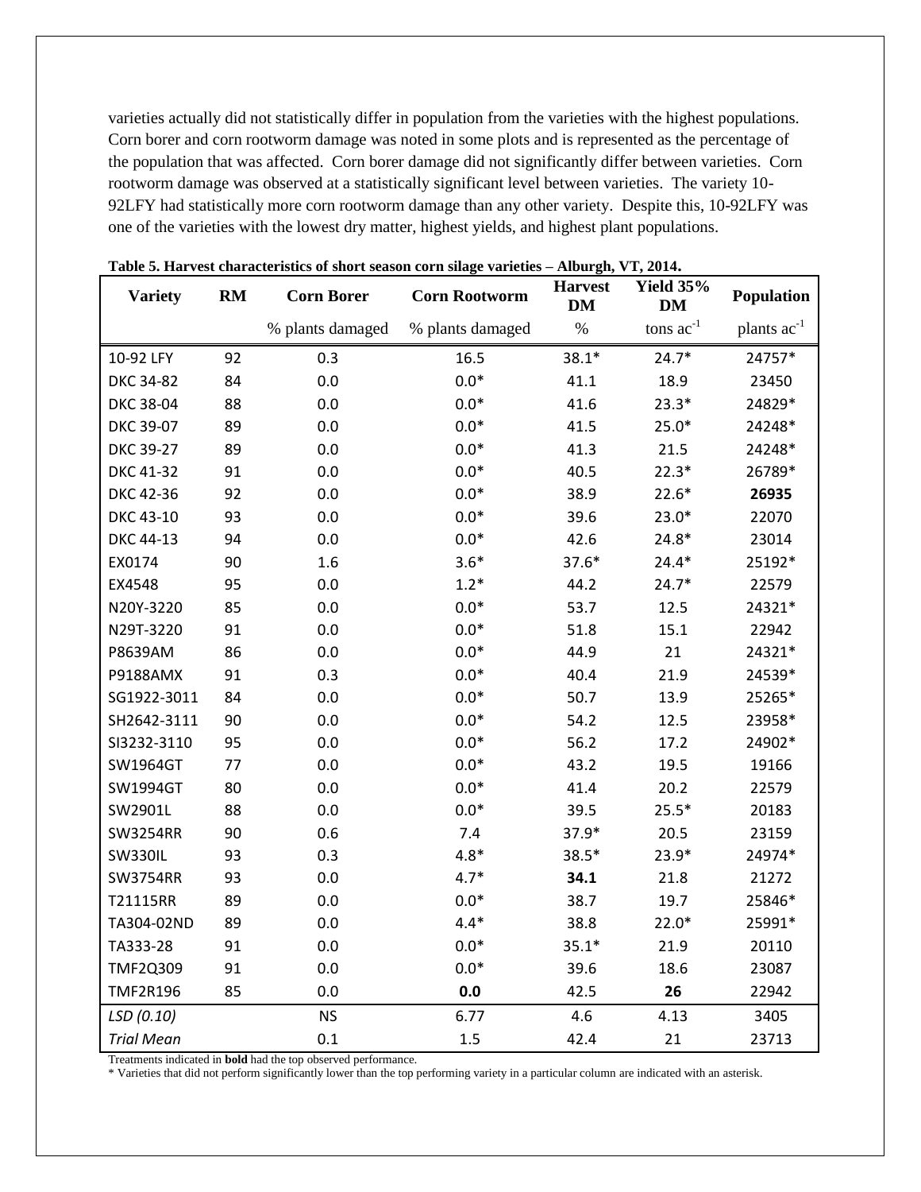varieties actually did not statistically differ in population from the varieties with the highest populations. Corn borer and corn rootworm damage was noted in some plots and is represented as the percentage of the population that was affected. Corn borer damage did not significantly differ between varieties. Corn rootworm damage was observed at a statistically significant level between varieties. The variety 10-92LFY had statistically more corn rootworm damage than any other variety. Despite this, 10-92LFY was one of the varieties with the lowest dry matter, highest yields, and highest plant populations.

**Table 5. Harvest characteristics of short season corn silage varieties – Alburgh, VT, 2014.**

| Variety | RM | Corn Borer | Corn Rootworm | Harvest DM | Yield 35% DM | Population |
|---|---|---|---|---|---|---|
| | | % plants damaged | % plants damaged | % | tons ac$^{-1}$ | plants ac$^{-1}$ |
| 10-92 LFY | 92 | 0.3 | 16.5 | 38.1* | 24.7* | 24757* |
| DKC 34-82 | 84 | 0.0 | 0.0* | 41.1 | 18.9 | 23450 |
| DKC 38-04 | 88 | 0.0 | 0.0* | 41.6 | 23.3* | 24829* |
| DKC 39-07 | 89 | 0.0 | 0.0* | 41.5 | 25.0* | 24248* |
| DKC 39-27 | 89 | 0.0 | 0.0* | 41.3 | 21.5 | 24248* |
| DKC 41-32 | 91 | 0.0 | 0.0* | 40.5 | 22.3* | 26789* |
| DKC 42-36 | 92 | 0.0 | 0.0* | 38.9 | 22.6* | **26935** |
| DKC 43-10 | 93 | 0.0 | 0.0* | 39.6 | 23.0* | 22070 |
| DKC 44-13 | 94 | 0.0 | 0.0* | 42.6 | 24.8* | 23014 |
| EX0174 | 90 | 1.6 | 3.6* | 37.6* | 24.4* | 25192* |
| EX4548 | 95 | 0.0 | 1.2* | 44.2 | 24.7* | 22579 |
| N20Y-3220 | 85 | 0.0 | 0.0* | 53.7 | 12.5 | 24321* |
| N29T-3220 | 91 | 0.0 | 0.0* | 51.8 | 15.1 | 22942 |
| P8639AM | 86 | 0.0 | 0.0* | 44.9 | 21 | 24321* |
| P9188AMX | 91 | 0.3 | 0.0* | 40.4 | 21.9 | 24539* |
| SG1922-3011 | 84 | 0.0 | 0.0* | 50.7 | 13.9 | 25265* |
| SH2642-3111 | 90 | 0.0 | 0.0* | 54.2 | 12.5 | 23958* |
| SI3232-3110 | 95 | 0.0 | 0.0* | 56.2 | 17.2 | 24902* |
| SW1964GT | 77 | 0.0 | 0.0* | 43.2 | 19.5 | 19166 |
| SW1994GT | 80 | 0.0 | 0.0* | 41.4 | 20.2 | 22579 |
| SW2901L | 88 | 0.0 | 0.0* | 39.5 | 25.5* | 20183 |
| SW3254RR | 90 | 0.6 | 7.4 | 37.9* | 20.5 | 23159 |
| SW330IL | 93 | 0.3 | 4.8* | 38.5* | 23.9* | 24974* |
| SW3754RR | 93 | 0.0 | 4.7* | **34.1** | 21.8 | 21272 |
| T21115RR | 89 | 0.0 | 0.0* | 38.7 | 19.7 | 25846* |
| TA304-02ND | 89 | 0.0 | 4.4* | 38.8 | 22.0* | 25991* |
| TA333-28 | 91 | 0.0 | 0.0* | 35.1* | 21.9 | 20110 |
| TMF2Q309 | 91 | 0.0 | 0.0* | 39.6 | 18.6 | 23087 |
| TMF2R196 | 85 | 0.0 | **0.0** | 42.5 | **26** | 22942 |
| *LSD (0.10)* | | NS | 6.77 | 4.6 | 4.13 | 3405 |
| *Trial Mean* | | 0.1 | 1.5 | 42.4 | 21 | 23713 |

Treatments indicated in **bold** had the top observed performance.
* Varieties that did not perform significantly lower than the top performing variety in a particular column are indicated with an asterisk.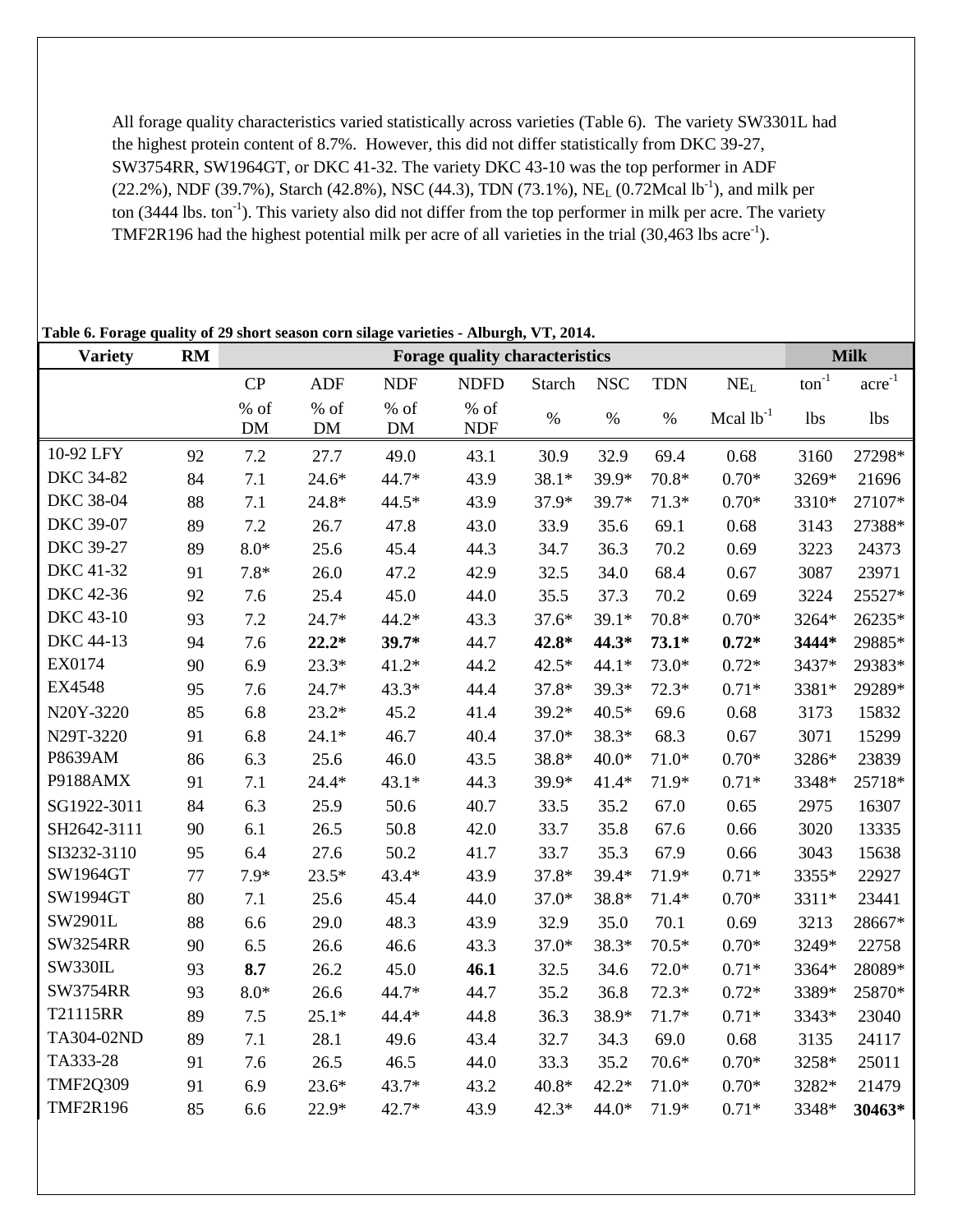All forage quality characteristics varied statistically across varieties (Table 6). The variety SW3301L had the highest protein content of 8.7%. However, this did not differ statistically from DKC 39-27, SW3754RR, SW1964GT, or DKC 41-32. The variety DKC 43-10 was the top performer in ADF (22.2%), NDF (39.7%), Starch (42.8%), NSC (44.3), TDN (73.1%), $NE_L$ (0.72Mcal $lb^{-1}$), and milk per ton (3444 lbs. $ton^{-1}$). This variety also did not differ from the top performer in milk per acre. The variety TMF2R196 had the highest potential milk per acre of all varieties in the trial (30,463 lbs $acre^{-1}$).

**Table 6. Forage quality of 29 short season corn silage varieties - Alburgh, VT, 2014.**

| Variety | RM | Forage quality characteristics | | | | | | | | Milk | |
|---|---|---|---|---|---|---|---|---|---|---|---|
| | | CP | ADF | NDF | NDFD | Starch | NSC | TDN | $NE_L$ | $ton^{-1}$ | $acre^{-1}$ |
| | | % of DM | % of DM | % of DM | % of NDF | % | % | % | Mcal $lb^{-1}$ | lbs | lbs |
| 10-92 LFY | 92 | 7.2 | 27.7 | 49.0 | 43.1 | 30.9 | 32.9 | 69.4 | 0.68 | 3160 | 27298* |
| DKC 34-82 | 84 | 7.1 | 24.6* | 44.7* | 43.9 | 38.1* | 39.9* | 70.8* | 0.70* | 3269* | 21696 |
| DKC 38-04 | 88 | 7.1 | 24.8* | 44.5* | 43.9 | 37.9* | 39.7* | 71.3* | 0.70* | 3310* | 27107* |
| DKC 39-07 | 89 | 7.2 | 26.7 | 47.8 | 43.0 | 33.9 | 35.6 | 69.1 | 0.68 | 3143 | 27388* |
| DKC 39-27 | 89 | 8.0* | 25.6 | 45.4 | 44.3 | 34.7 | 36.3 | 70.2 | 0.69 | 3223 | 24373 |
| DKC 41-32 | 91 | 7.8* | 26.0 | 47.2 | 42.9 | 32.5 | 34.0 | 68.4 | 0.67 | 3087 | 23971 |
| DKC 42-36 | 92 | 7.6 | 25.4 | 45.0 | 44.0 | 35.5 | 37.3 | 70.2 | 0.69 | 3224 | 25527* |
| DKC 43-10 | 93 | 7.2 | 24.7* | 44.2* | 43.3 | 37.6* | 39.1* | 70.8* | 0.70* | 3264* | 26235* |
| DKC 44-13 | 94 | 7.6 | **22.2*** | **39.7*** | 44.7 | **42.8*** | **44.3*** | **73.1*** | **0.72*** | **3444*** | 29885* |
| EX0174 | 90 | 6.9 | 23.3* | 41.2* | 44.2 | 42.5* | 44.1* | 73.0* | 0.72* | 3437* | 29383* |
| EX4548 | 95 | 7.6 | 24.7* | 43.3* | 44.4 | 37.8* | 39.3* | 72.3* | 0.71* | 3381* | 29289* |
| N20Y-3220 | 85 | 6.8 | 23.2* | 45.2 | 41.4 | 39.2* | 40.5* | 69.6 | 0.68 | 3173 | 15832 |
| N29T-3220 | 91 | 6.8 | 24.1* | 46.7 | 40.4 | 37.0* | 38.3* | 68.3 | 0.67 | 3071 | 15299 |
| P8639AM | 86 | 6.3 | 25.6 | 46.0 | 43.5 | 38.8* | 40.0* | 71.0* | 0.70* | 3286* | 23839 |
| P9188AMX | 91 | 7.1 | 24.4* | 43.1* | 44.3 | 39.9* | 41.4* | 71.9* | 0.71* | 3348* | 25718* |
| SG1922-3011 | 84 | 6.3 | 25.9 | 50.6 | 40.7 | 33.5 | 35.2 | 67.0 | 0.65 | 2975 | 16307 |
| SH2642-3111 | 90 | 6.1 | 26.5 | 50.8 | 42.0 | 33.7 | 35.8 | 67.6 | 0.66 | 3020 | 13335 |
| SI3232-3110 | 95 | 6.4 | 27.6 | 50.2 | 41.7 | 33.7 | 35.3 | 67.9 | 0.66 | 3043 | 15638 |
| SW1964GT | 77 | 7.9* | 23.5* | 43.4* | 43.9 | 37.8* | 39.4* | 71.9* | 0.71* | 3355* | 22927 |
| SW1994GT | 80 | 7.1 | 25.6 | 45.4 | 44.0 | 37.0* | 38.8* | 71.4* | 0.70* | 3311* | 23441 |
| SW2901L | 88 | 6.6 | 29.0 | 48.3 | 43.9 | 32.9 | 35.0 | 70.1 | 0.69 | 3213 | 28667* |
| SW3254RR | 90 | 6.5 | 26.6 | 46.6 | 43.3 | 37.0* | 38.3* | 70.5* | 0.70* | 3249* | 22758 |
| SW330IL | 93 | **8.7** | 26.2 | 45.0 | **46.1** | 32.5 | 34.6 | 72.0* | 0.71* | 3364* | 28089* |
| SW3754RR | 93 | 8.0* | 26.6 | 44.7* | 44.7 | 35.2 | 36.8 | 72.3* | 0.72* | 3389* | 25870* |
| T21115RR | 89 | 7.5 | 25.1* | 44.4* | 44.8 | 36.3 | 38.9* | 71.7* | 0.71* | 3343* | 23040 |
| TA304-02ND | 89 | 7.1 | 28.1 | 49.6 | 43.4 | 32.7 | 34.3 | 69.0 | 0.68 | 3135 | 24117 |
| TA333-28 | 91 | 7.6 | 26.5 | 46.5 | 44.0 | 33.3 | 35.2 | 70.6* | 0.70* | 3258* | 25011 |
| TMF2Q309 | 91 | 6.9 | 23.6* | 43.7* | 43.2 | 40.8* | 42.2* | 71.0* | 0.70* | 3282* | 21479 |
| TMF2R196 | 85 | 6.6 | 22.9* | 42.7* | 43.9 | 42.3* | 44.0* | 71.9* | 0.71* | 3348* | **30463*** |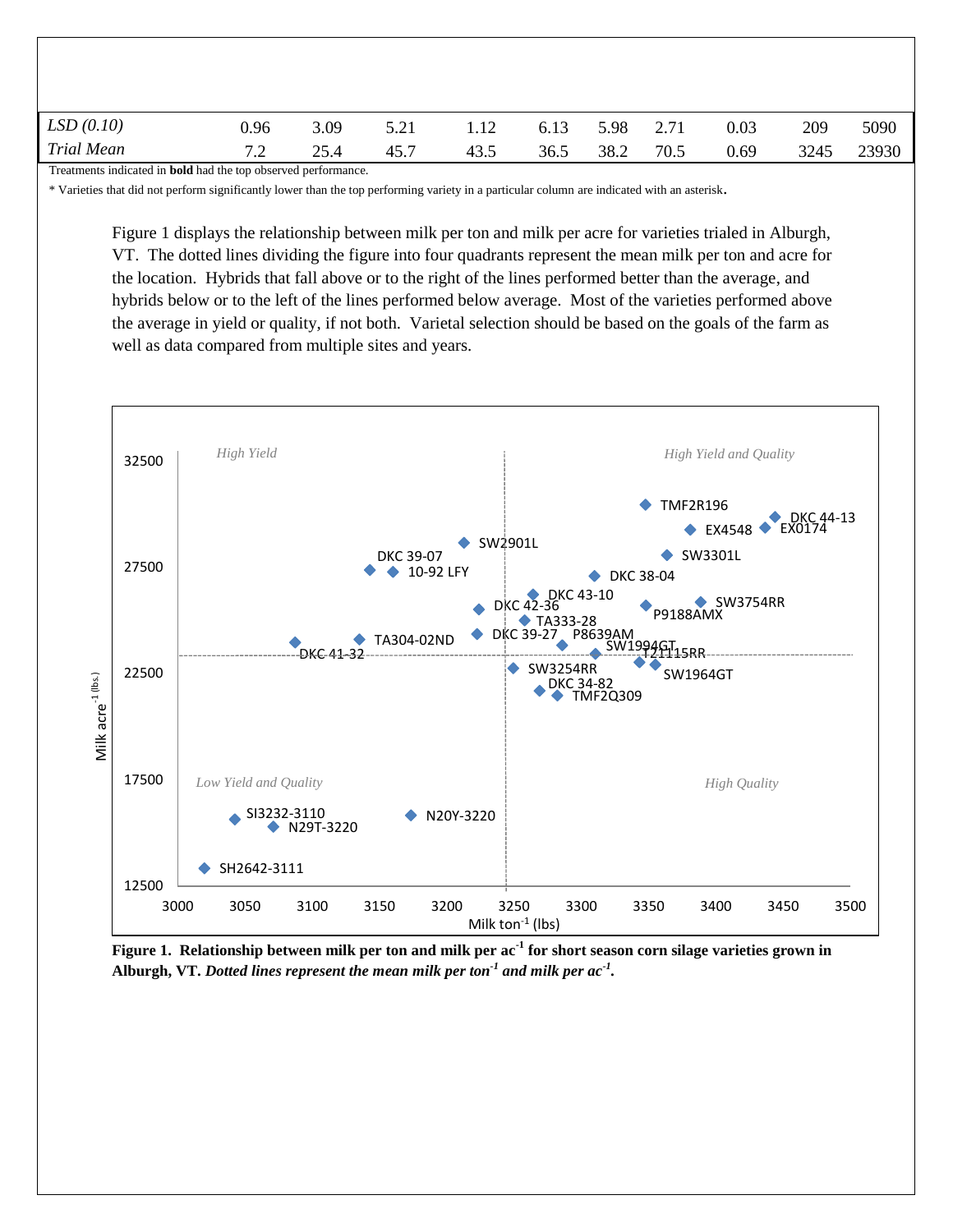| | | | | | | | | | | |
|---|---|---|---|---|---|---|---|---|---|---|
| *LSD (0.10)* | 0.96 | 3.09 | 5.21 | 1.12 | 6.13 | 5.98 | 2.71 | 0.03 | 209 | 5090 |
| *Trial Mean* | 7.2 | 25.4 | 45.7 | 43.5 | 36.5 | 38.2 | 70.5 | 0.69 | 3245 | 23930 |

Treatments indicated in **bold** had the top observed performance.

* Varieties that did not perform significantly lower than the top performing variety in a particular column are indicated with an asterisk.

Figure 1 displays the relationship between milk per ton and milk per acre for varieties trialed in Alburgh, VT. The dotted lines dividing the figure into four quadrants represent the mean milk per ton and acre for the location. Hybrids that fall above or to the right of the lines performed better than the average, and hybrids below or to the left of the lines performed below average. Most of the varieties performed above the average in yield or quality, if not both. Varietal selection should be based on the goals of the farm as well as data compared from multiple sites and years.

**Figure 1. Relationship between milk per ton and milk per ac$^{-1}$ for short season corn silage varieties grown in Alburgh, VT.** ***Dotted lines represent the mean milk per ton$^{-1}$ and milk per ac$^{-1}$.***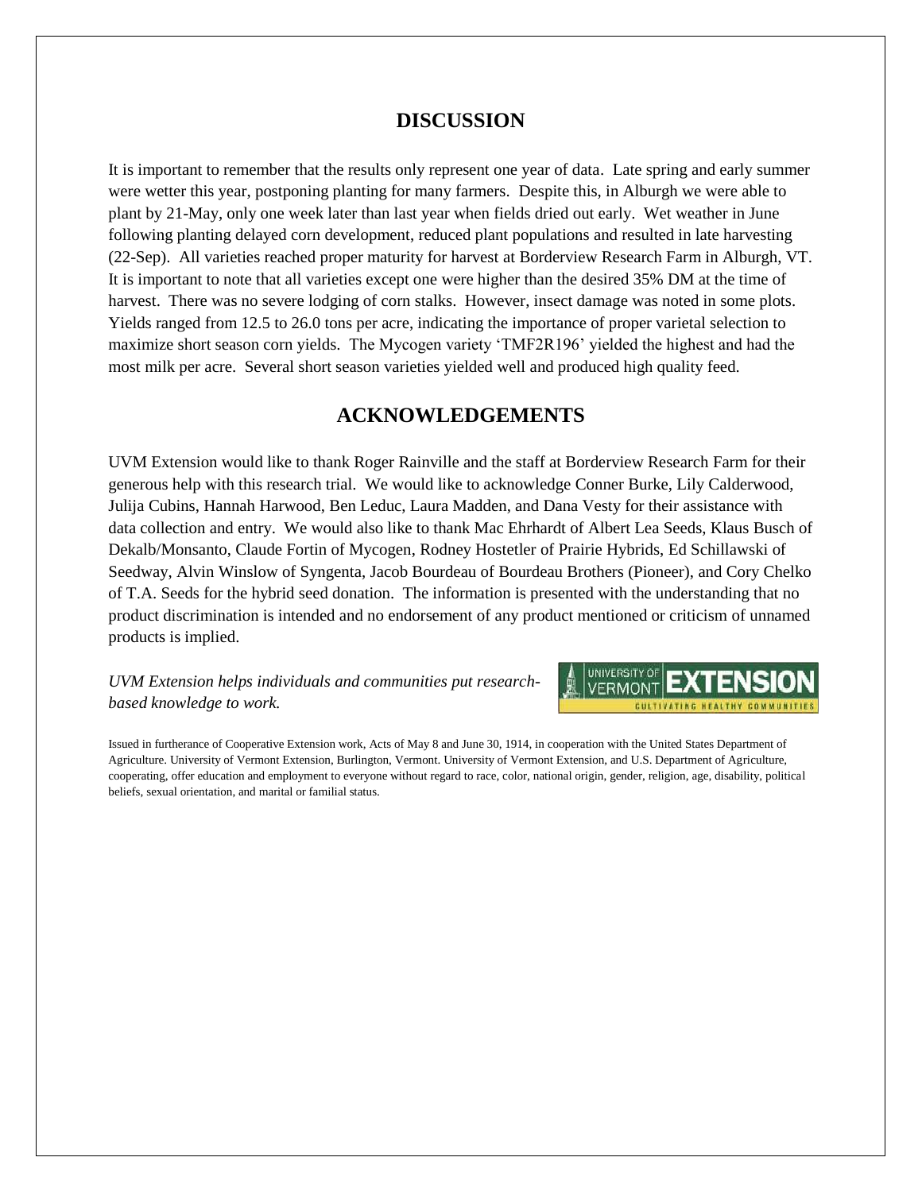## DISCUSSION

It is important to remember that the results only represent one year of data. Late spring and early summer were wetter this year, postponing planting for many farmers. Despite this, in Alburgh we were able to plant by 21-May, only one week later than last year when fields dried out early. Wet weather in June following planting delayed corn development, reduced plant populations and resulted in late harvesting (22-Sep). All varieties reached proper maturity for harvest at Borderview Research Farm in Alburgh, VT. It is important to note that all varieties except one were higher than the desired 35% DM at the time of harvest. There was no severe lodging of corn stalks. However, insect damage was noted in some plots. Yields ranged from 12.5 to 26.0 tons per acre, indicating the importance of proper varietal selection to maximize short season corn yields. The Mycogen variety 'TMF2R196' yielded the highest and had the most milk per acre. Several short season varieties yielded well and produced high quality feed.

## ACKNOWLEDGEMENTS

UVM Extension would like to thank Roger Rainville and the staff at Borderview Research Farm for their generous help with this research trial. We would like to acknowledge Conner Burke, Lily Calderwood, Julija Cubins, Hannah Harwood, Ben Leduc, Laura Madden, and Dana Vesty for their assistance with data collection and entry. We would also like to thank Mac Ehrhardt of Albert Lea Seeds, Klaus Busch of Dekalb/Monsanto, Claude Fortin of Mycogen, Rodney Hostetler of Prairie Hybrids, Ed Schillawski of Seedway, Alvin Winslow of Syngenta, Jacob Bourdeau of Bourdeau Brothers (Pioneer), and Cory Chelko of T.A. Seeds for the hybrid seed donation. The information is presented with the understanding that no product discrimination is intended and no endorsement of any product mentioned or criticism of unnamed products is implied.

*UVM Extension helps individuals and communities put research-based knowledge to work.*

UNIVERSITY OF VERMONT EXTENSION
CULTIVATING HEALTHY COMMUNITIES

Issued in furtherance of Cooperative Extension work, Acts of May 8 and June 30, 1914, in cooperation with the United States Department of Agriculture. University of Vermont Extension, Burlington, Vermont. University of Vermont Extension, and U.S. Department of Agriculture, cooperating, offer education and employment to everyone without regard to race, color, national origin, gender, religion, age, disability, political beliefs, sexual orientation, and marital or familial status.